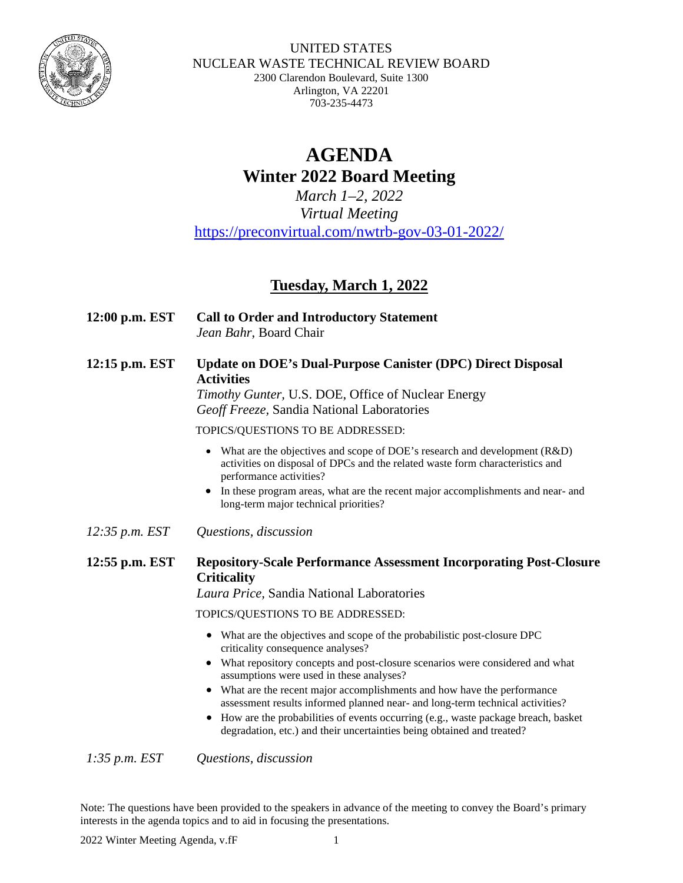UNITED STATES
NUCLEAR WASTE TECHNICAL REVIEW BOARD
2300 Clarendon Boulevard, Suite 1300
Arlington, VA 22201
703-235-4473

# AGENDA
## Winter 2022 Board Meeting

*March 1–2, 2022*
*Virtual Meeting*
https://preconvirtual.com/nwtrb-gov-03-01-2022/

## Tuesday, March 1, 2022

**12:00 p.m. EST** **Call to Order and Introductory Statement**
*Jean Bahr*, Board Chair

**12:15 p.m. EST** **Update on DOE's Dual-Purpose Canister (DPC) Direct Disposal Activities**
*Timothy Gunter,* U.S. DOE, Office of Nuclear Energy
*Geoff Freeze*, Sandia National Laboratories

TOPICS/QUESTIONS TO BE ADDRESSED:

- What are the objectives and scope of DOE's research and development (R&D) activities on disposal of DPCs and the related waste form characteristics and performance activities?
- In these program areas, what are the recent major accomplishments and near- and long-term major technical priorities?

*12:35 p.m. EST* *Questions, discussion*

**12:55 p.m. EST** **Repository-Scale Performance Assessment Incorporating Post-Closure Criticality**
*Laura Price,* Sandia National Laboratories

TOPICS/QUESTIONS TO BE ADDRESSED:

- What are the objectives and scope of the probabilistic post-closure DPC criticality consequence analyses?
- What repository concepts and post-closure scenarios were considered and what assumptions were used in these analyses?
- What are the recent major accomplishments and how have the performance assessment results informed planned near- and long-term technical activities?
- How are the probabilities of events occurring (e.g., waste package breach, basket degradation, etc.) and their uncertainties being obtained and treated?

*1:35 p.m. EST* *Questions, discussion*

Note: The questions have been provided to the speakers in advance of the meeting to convey the Board's primary interests in the agenda topics and to aid in focusing the presentations.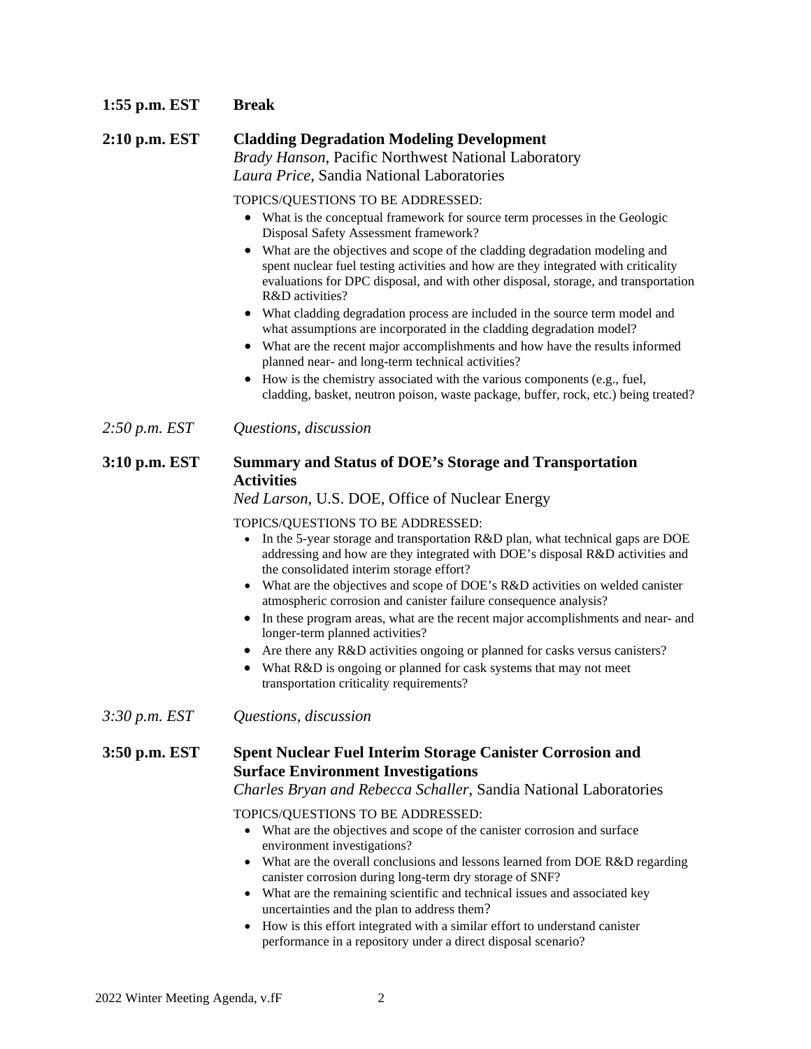**1:55 p.m. EST** **Break**

**2:10 p.m. EST** **Cladding Degradation Modeling Development**
*Brady Hanson*, Pacific Northwest National Laboratory
*Laura Price*, Sandia National Laboratories

TOPICS/QUESTIONS TO BE ADDRESSED:

- What is the conceptual framework for source term processes in the Geologic Disposal Safety Assessment framework?
- What are the objectives and scope of the cladding degradation modeling and spent nuclear fuel testing activities and how are they integrated with criticality evaluations for DPC disposal, and with other disposal, storage, and transportation R&D activities?
- What cladding degradation process are included in the source term model and what assumptions are incorporated in the cladding degradation model?
- What are the recent major accomplishments and how have the results informed planned near- and long-term technical activities?
- How is the chemistry associated with the various components (e.g., fuel, cladding, basket, neutron poison, waste package, buffer, rock, etc.) being treated?

*2:50 p.m. EST* *Questions, discussion*

**3:10 p.m. EST** **Summary and Status of DOE's Storage and Transportation Activities**
*Ned Larson*, U.S. DOE, Office of Nuclear Energy

TOPICS/QUESTIONS TO BE ADDRESSED:

- In the 5-year storage and transportation R&D plan, what technical gaps are DOE addressing and how are they integrated with DOE's disposal R&D activities and the consolidated interim storage effort?
- What are the objectives and scope of DOE's R&D activities on welded canister atmospheric corrosion and canister failure consequence analysis?
- In these program areas, what are the recent major accomplishments and near- and longer-term planned activities?
- Are there any R&D activities ongoing or planned for casks versus canisters?
- What R&D is ongoing or planned for cask systems that may not meet transportation criticality requirements?

*3:30 p.m. EST* *Questions, discussion*

**3:50 p.m. EST** **Spent Nuclear Fuel Interim Storage Canister Corrosion and Surface Environment Investigations**
*Charles Bryan and Rebecca Schaller*, Sandia National Laboratories

TOPICS/QUESTIONS TO BE ADDRESSED:

- What are the objectives and scope of the canister corrosion and surface environment investigations?
- What are the overall conclusions and lessons learned from DOE R&D regarding canister corrosion during long-term dry storage of SNF?
- What are the remaining scientific and technical issues and associated key uncertainties and the plan to address them?
- How is this effort integrated with a similar effort to understand canister performance in a repository under a direct disposal scenario?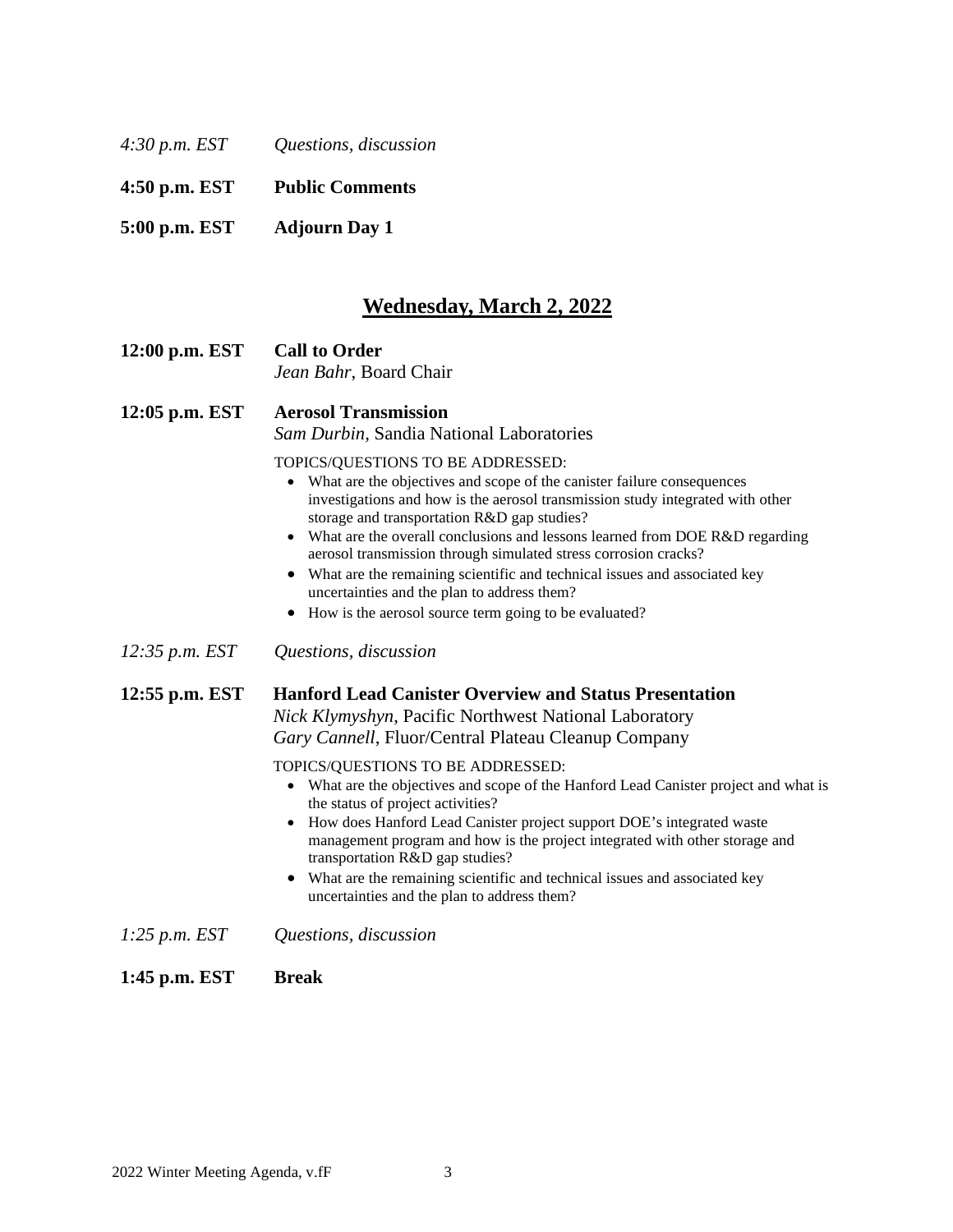*4:30 p.m. EST* *Questions, discussion*

**4:50 p.m. EST** **Public Comments**

**5:00 p.m. EST** **Adjourn Day 1**

## Wednesday, March 2, 2022

**12:00 p.m. EST** **Call to Order**
*Jean Bahr*, Board Chair

**12:05 p.m. EST** **Aerosol Transmission**
*Sam Durbin*, Sandia National Laboratories

TOPICS/QUESTIONS TO BE ADDRESSED:

- What are the objectives and scope of the canister failure consequences investigations and how is the aerosol transmission study integrated with other storage and transportation R&D gap studies?
- What are the overall conclusions and lessons learned from DOE R&D regarding aerosol transmission through simulated stress corrosion cracks?
- What are the remaining scientific and technical issues and associated key uncertainties and the plan to address them?
- How is the aerosol source term going to be evaluated?

*12:35 p.m. EST* *Questions, discussion*

**12:55 p.m. EST** **Hanford Lead Canister Overview and Status Presentation**
*Nick Klymyshyn*, Pacific Northwest National Laboratory
*Gary Cannell*, Fluor/Central Plateau Cleanup Company

TOPICS/QUESTIONS TO BE ADDRESSED:

- What are the objectives and scope of the Hanford Lead Canister project and what is the status of project activities?
- How does Hanford Lead Canister project support DOE's integrated waste management program and how is the project integrated with other storage and transportation R&D gap studies?
- What are the remaining scientific and technical issues and associated key uncertainties and the plan to address them?

*1:25 p.m. EST* *Questions, discussion*

**1:45 p.m. EST** **Break**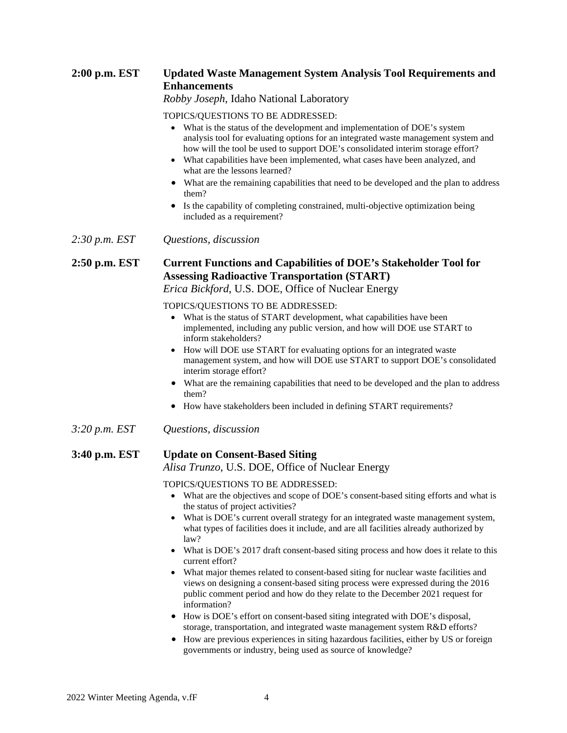**2:00 p.m. EST** **Updated Waste Management System Analysis Tool Requirements and Enhancements**
*Robby Joseph*, Idaho National Laboratory

TOPICS/QUESTIONS TO BE ADDRESSED:

- What is the status of the development and implementation of DOE's system analysis tool for evaluating options for an integrated waste management system and how will the tool be used to support DOE's consolidated interim storage effort?
- What capabilities have been implemented, what cases have been analyzed, and what are the lessons learned?
- What are the remaining capabilities that need to be developed and the plan to address them?
- Is the capability of completing constrained, multi-objective optimization being included as a requirement?

*2:30 p.m. EST* *Questions, discussion*

**2:50 p.m. EST** **Current Functions and Capabilities of DOE's Stakeholder Tool for Assessing Radioactive Transportation (START)**
*Erica Bickford*, U.S. DOE, Office of Nuclear Energy

TOPICS/QUESTIONS TO BE ADDRESSED:

- What is the status of START development, what capabilities have been implemented, including any public version, and how will DOE use START to inform stakeholders?
- How will DOE use START for evaluating options for an integrated waste management system, and how will DOE use START to support DOE's consolidated interim storage effort?
- What are the remaining capabilities that need to be developed and the plan to address them?
- How have stakeholders been included in defining START requirements?

*3:20 p.m. EST* *Questions, discussion*

**3:40 p.m. EST** **Update on Consent-Based Siting**
*Alisa Trunzo*, U.S. DOE, Office of Nuclear Energy

TOPICS/QUESTIONS TO BE ADDRESSED:

- What are the objectives and scope of DOE's consent-based siting efforts and what is the status of project activities?
- What is DOE's current overall strategy for an integrated waste management system, what types of facilities does it include, and are all facilities already authorized by law?
- What is DOE's 2017 draft consent-based siting process and how does it relate to this current effort?
- What major themes related to consent-based siting for nuclear waste facilities and views on designing a consent-based siting process were expressed during the 2016 public comment period and how do they relate to the December 2021 request for information?
- How is DOE's effort on consent-based siting integrated with DOE's disposal, storage, transportation, and integrated waste management system R&D efforts?
- How are previous experiences in siting hazardous facilities, either by US or foreign governments or industry, being used as source of knowledge?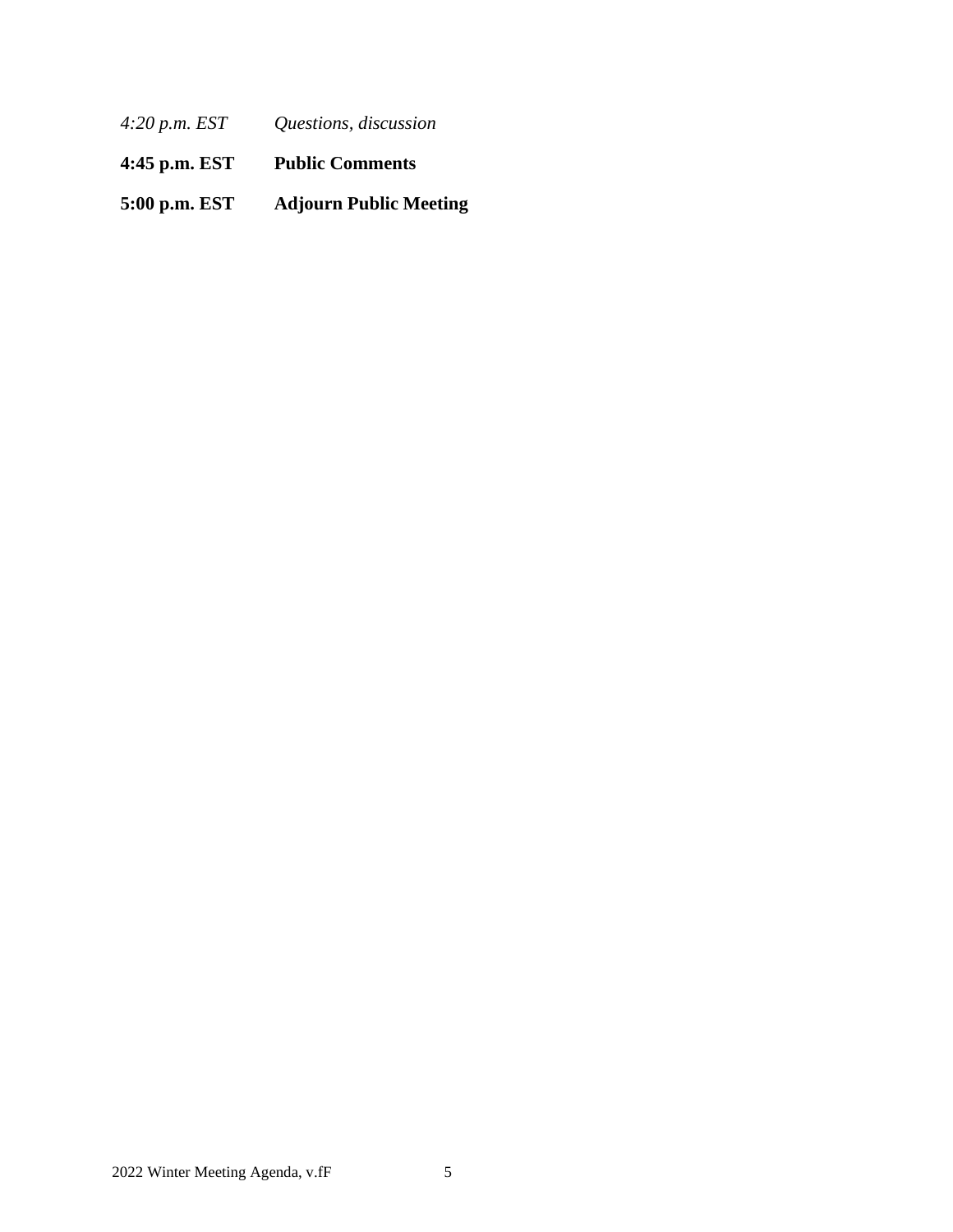*4:20 p.m. EST* *Questions, discussion*

**4:45 p.m. EST** **Public Comments**

**5:00 p.m. EST** **Adjourn Public Meeting**